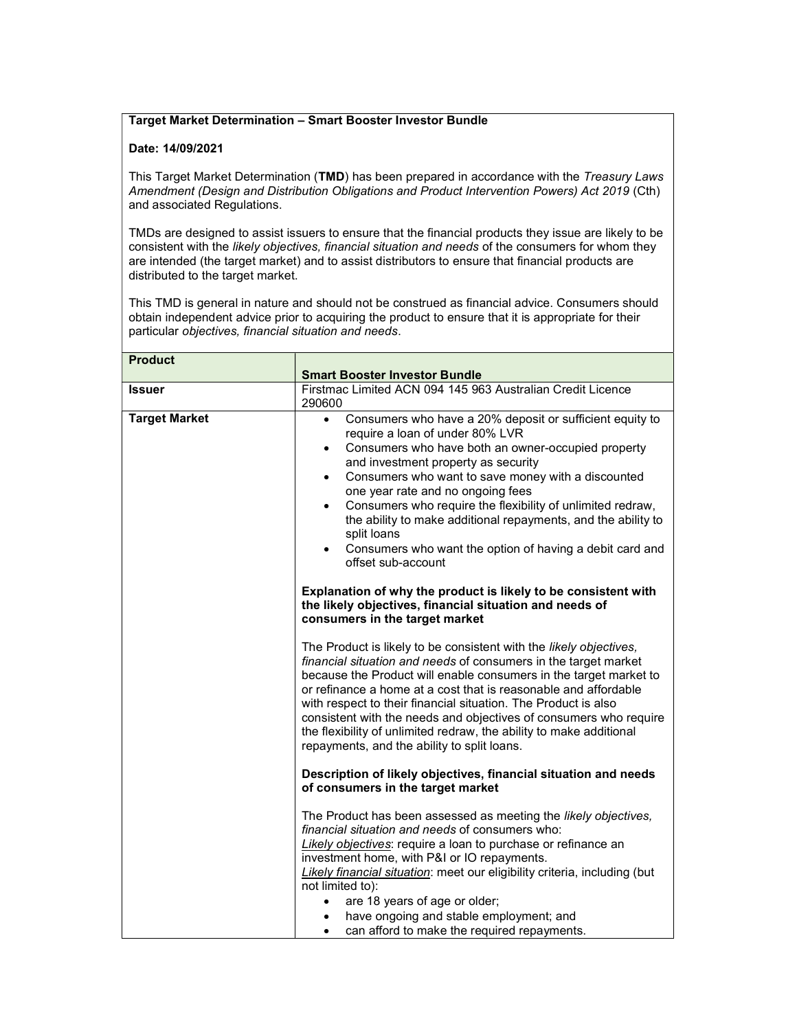**Target Market Determination – Smart Booster Investor Bundle**

**Date: 14/09/2021**

This Target Market Determination (**TMD**) has been prepared in accordance with the *Treasury Laws Amendment (Design and Distribution Obligations and Product Intervention Powers) Act 2019* (Cth) and associated Regulations.

TMDs are designed to assist issuers to ensure that the financial products they issue are likely to be consistent with the *likely objectives, financial situation and needs* of the consumers for whom they are intended (the target market) and to assist distributors to ensure that financial products are distributed to the target market.

This TMD is general in nature and should not be construed as financial advice. Consumers should obtain independent advice prior to acquiring the product to ensure that it is appropriate for their particular *objectives, financial situation and needs*.

| **Product** | **Smart Booster Investor Bundle** |
|---|---|
| **Issuer** | Firstmac Limited ACN 094 145 963 Australian Credit Licence 290600 |
| **Target Market** | • Consumers who have a 20% deposit or sufficient equity to require a loan of under 80% LVR<br>• Consumers who have both an owner-occupied property and investment property as security<br>• Consumers who want to save money with a discounted one year rate and no ongoing fees<br>• Consumers who require the flexibility of unlimited redraw, the ability to make additional repayments, and the ability to split loans<br>• Consumers who want the option of having a debit card and offset sub-account<br><br>**Explanation of why the product is likely to be consistent with the likely objectives, financial situation and needs of consumers in the target market**<br><br>The Product is likely to be consistent with the *likely objectives, financial situation and needs* of consumers in the target market because the Product will enable consumers in the target market to or refinance a home at a cost that is reasonable and affordable with respect to their financial situation. The Product is also consistent with the needs and objectives of consumers who require the flexibility of unlimited redraw, the ability to make additional repayments, and the ability to split loans.<br><br>**Description of likely objectives, financial situation and needs of consumers in the target market**<br><br>The Product has been assessed as meeting the *likely objectives, financial situation and needs* of consumers who:<br><u>*Likely objectives*</u>: require a loan to purchase or refinance an investment home, with P&I or IO repayments.<br><u>*Likely financial situation*</u>: meet our eligibility criteria, including (but not limited to):<br>• are 18 years of age or older;<br>• have ongoing and stable employment; and<br>• can afford to make the required repayments. |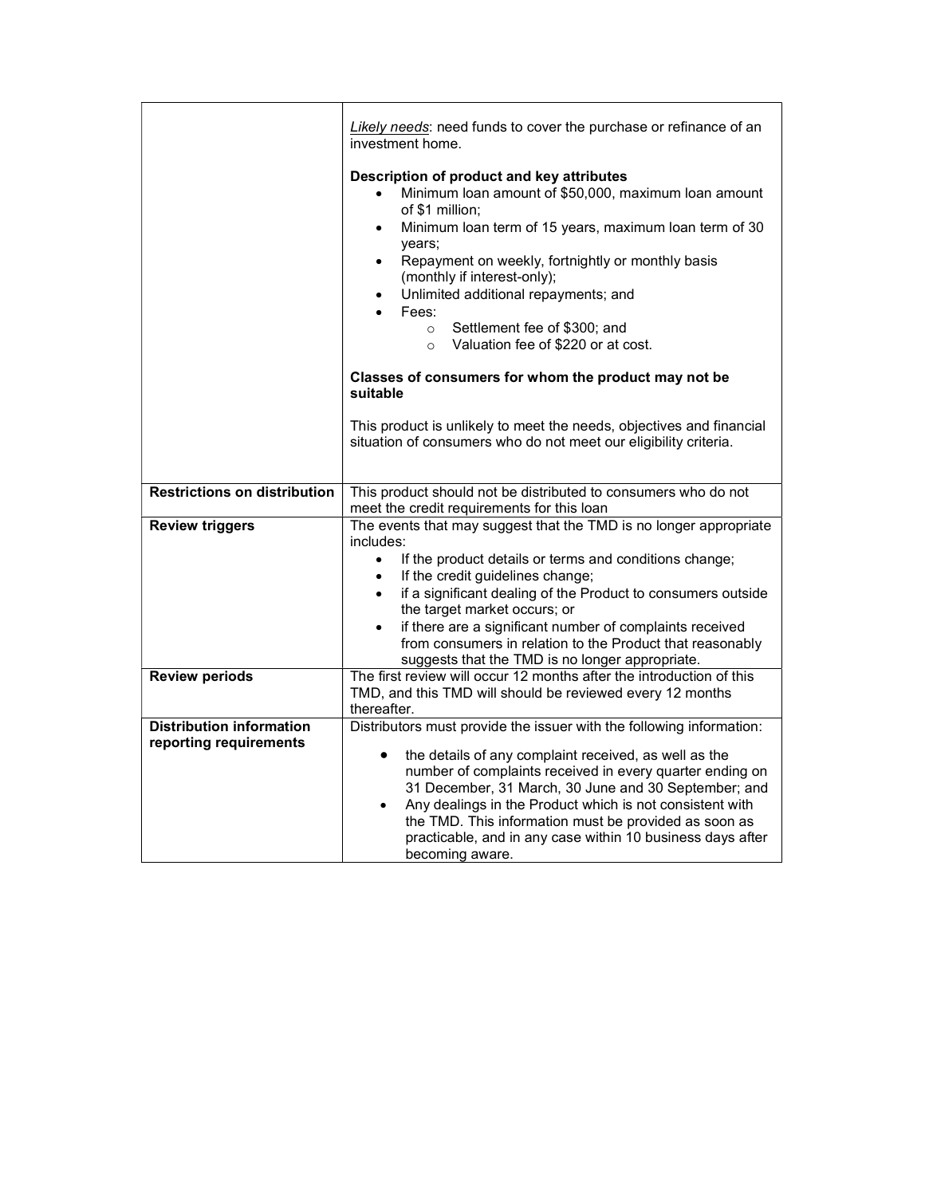| | |
|---|---|
| | *Likely needs*: need funds to cover the purchase or refinance of an investment home.<br><br>**Description of product and key attributes**<br>• Minimum loan amount of $50,000, maximum loan amount of $1 million;<br>• Minimum loan term of 15 years, maximum loan term of 30 years;<br>• Repayment on weekly, fortnightly or monthly basis (monthly if interest-only);<br>• Unlimited additional repayments; and<br>• Fees:<br>  ○ Settlement fee of $300; and<br>  ○ Valuation fee of $220 or at cost.<br><br>**Classes of consumers for whom the product may not be suitable**<br><br>This product is unlikely to meet the needs, objectives and financial situation of consumers who do not meet our eligibility criteria. |
| **Restrictions on distribution** | This product should not be distributed to consumers who do not meet the credit requirements for this loan |
| **Review triggers** | The events that may suggest that the TMD is no longer appropriate includes:<br>• If the product details or terms and conditions change;<br>• If the credit guidelines change;<br>• if a significant dealing of the Product to consumers outside the target market occurs; or<br>• if there are a significant number of complaints received from consumers in relation to the Product that reasonably suggests that the TMD is no longer appropriate. |
| **Review periods** | The first review will occur 12 months after the introduction of this TMD, and this TMD will should be reviewed every 12 months thereafter. |
| **Distribution information reporting requirements** | Distributors must provide the issuer with the following information:<br><br>• the details of any complaint received, as well as the number of complaints received in every quarter ending on 31 December, 31 March, 30 June and 30 September; and<br>• Any dealings in the Product which is not consistent with the TMD. This information must be provided as soon as practicable, and in any case within 10 business days after becoming aware. |